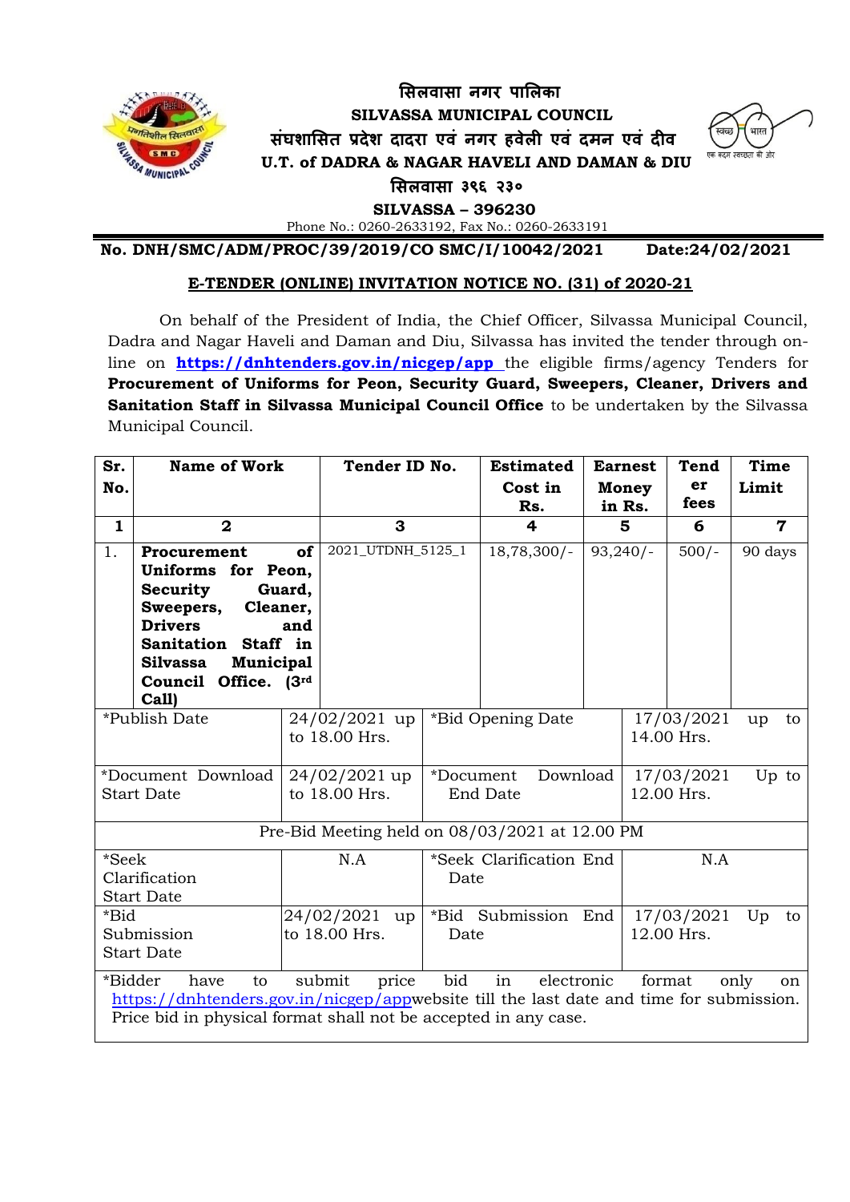# सिलवासा नगर पालिका
# SILVASSA MUNICIPAL COUNCIL
## संघशासित प्रदेश दादरा एवं नगर हवेली एवं दमन एवं दीव
## U.T. of DADRA & NAGAR HAVELI AND DAMAN & DIU
### सिलवासा ३९६ २३०
### SILVASSA – 396230

Phone No.: 0260-2633192, Fax No.: 0260-2633191

**No. DNH/SMC/ADM/PROC/39/2019/CO SMC/I/10042/2021** **Date:24/02/2021**

**E-TENDER (ONLINE) INVITATION NOTICE NO. (31) of 2020-21**

On behalf of the President of India, the Chief Officer, Silvassa Municipal Council, Dadra and Nagar Haveli and Daman and Diu, Silvassa has invited the tender through on-line on **https://dnhtenders.gov.in/nicgep/app** the eligible firms/agency Tenders for **Procurement of Uniforms for Peon, Security Guard, Sweepers, Cleaner, Drivers and Sanitation Staff in Silvassa Municipal Council Office** to be undertaken by the Silvassa Municipal Council.

| Sr. No. | Name of Work | Tender ID No. | Estimated Cost in Rs. | Earnest Money in Rs. | Tender fees | Time Limit |
|---|---|---|---|---|---|---|
| 1 | 2 | 3 | 4 | 5 | 6 | 7 |
| 1. | **Procurement of Uniforms for Peon, Security Guard, Sweepers, Cleaner, Drivers and Sanitation Staff in Silvassa Municipal Council Office. (3rd Call)** | 2021_UTDNH_5125_1 | 18,78,300/- | 93,240/- | 500/- | 90 days |

| | | | |
|---|---|---|---|
| *Publish Date | 24/02/2021 up to 18.00 Hrs. | *Bid Opening Date | 17/03/2021 up to 14.00 Hrs. |
| *Document Download Start Date | 24/02/2021 up to 18.00 Hrs. | *Document Download End Date | 17/03/2021 Up to 12.00 Hrs. |
| Pre-Bid Meeting held on 08/03/2021 at 12.00 PM | | | |
| *Seek Clarification Start Date | N.A | *Seek Clarification End Date | N.A |
| *Bid Submission Start Date | 24/02/2021 up to 18.00 Hrs. | *Bid Submission End Date | 17/03/2021 Up to 12.00 Hrs. |
| *Bidder have to submit price bid in electronic format only on https://dnhtenders.gov.in/nicgep/app website till the last date and time for submission. Price bid in physical format shall not be accepted in any case. | | | |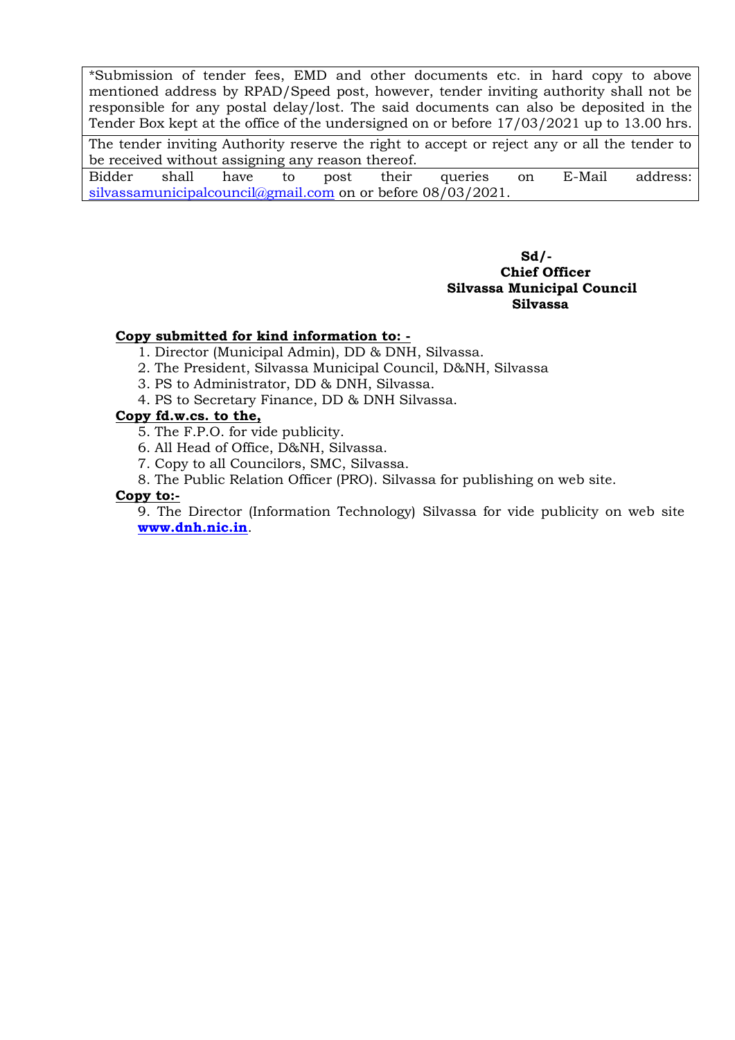| |
|---|
| *Submission of tender fees, EMD and other documents etc. in hard copy to above mentioned address by RPAD/Speed post, however, tender inviting authority shall not be responsible for any postal delay/lost. The said documents can also be deposited in the Tender Box kept at the office of the undersigned on or before 17/03/2021 up to 13.00 hrs. |
| The tender inviting Authority reserve the right to accept or reject any or all the tender to be received without assigning any reason thereof. |
| Bidder shall have to post their queries on E-Mail address: silvassamunicipalcouncil@gmail.com on or before 08/03/2021. |

**Sd/-**
**Chief Officer**
**Silvassa Municipal Council**
**Silvassa**

**Copy submitted for kind information to: -**

1. Director (Municipal Admin), DD & DNH, Silvassa.
2. The President, Silvassa Municipal Council, D&NH, Silvassa
3. PS to Administrator, DD & DNH, Silvassa.
4. PS to Secretary Finance, DD & DNH Silvassa.

**Copy fd.w.cs. to the,**

5. The F.P.O. for vide publicity.
6. All Head of Office, D&NH, Silvassa.
7. Copy to all Councilors, SMC, Silvassa.
8. The Public Relation Officer (PRO). Silvassa for publishing on web site.

**Copy to:-**

9. The Director (Information Technology) Silvassa for vide publicity on web site **www.dnh.nic.in**.